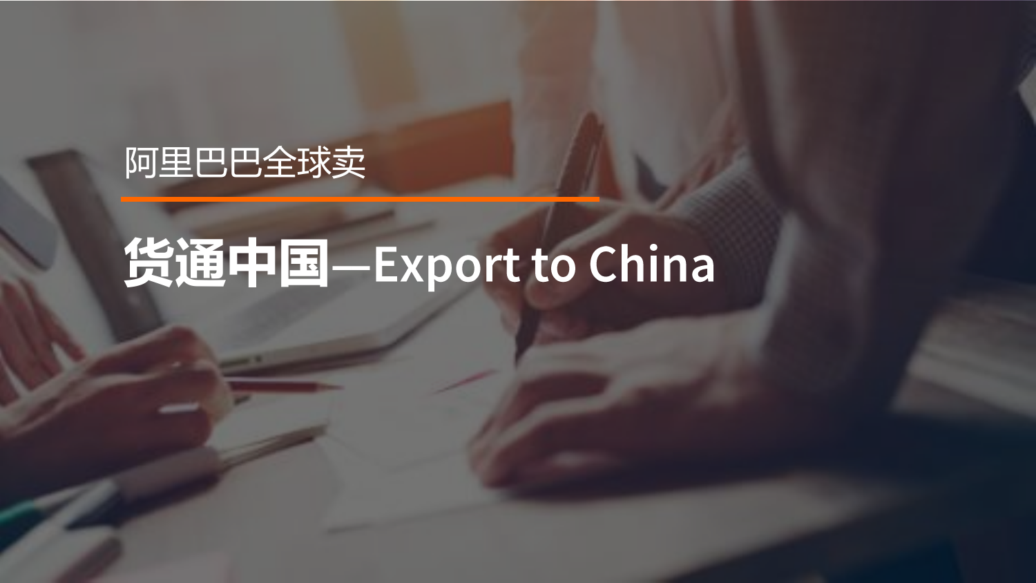阿里巴巴全球卖

# 货通中国—Export to China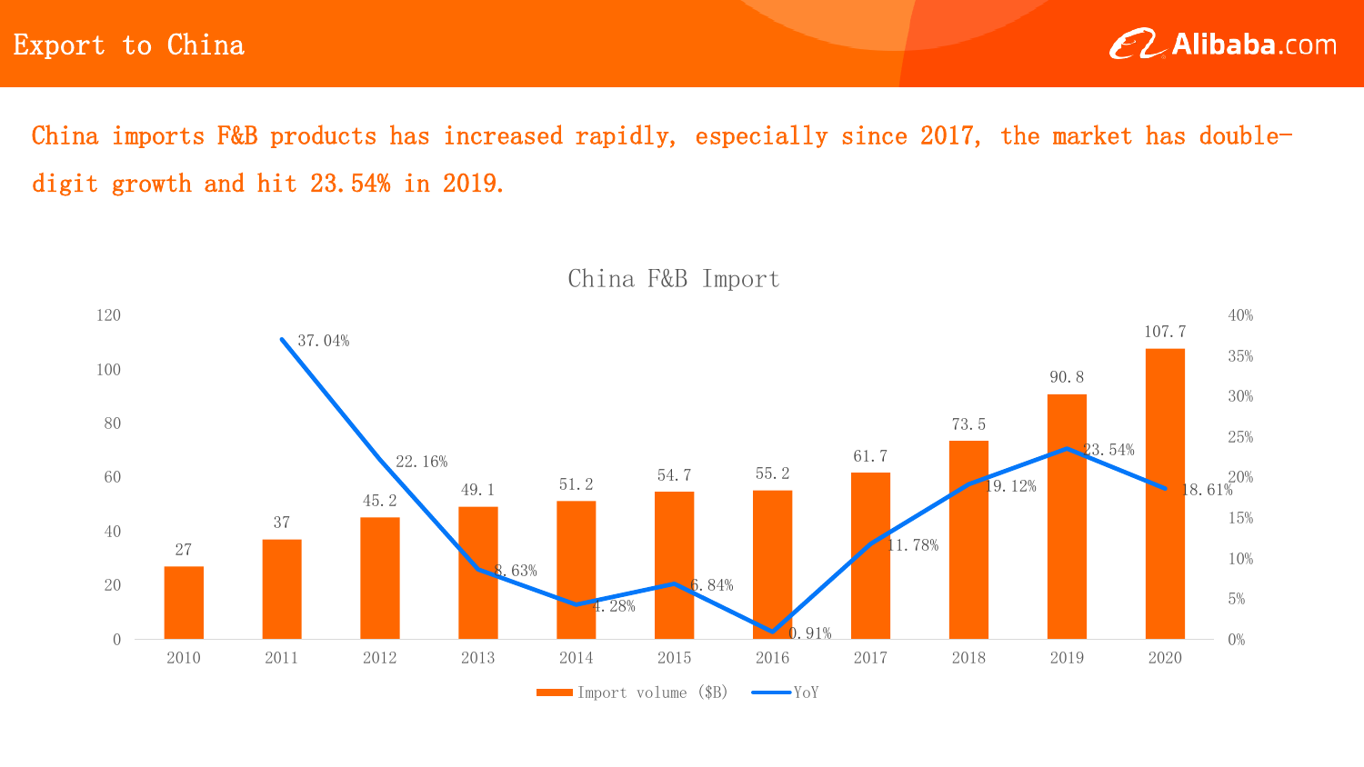# Export to China

China imports F&B products has increased rapidly, especially since 2017, the market has double-digit growth and hit 23.54% in 2019.

**China F&B Import**

| Year | Import volume ($B) | YoY |
|---|---|---|
| 2010 | 27 | |
| 2011 | 37 | 37.04% |
| 2012 | 45.2 | 22.16% |
| 2013 | 49.1 | 8.63% |
| 2014 | 51.2 | 4.28% |
| 2015 | 54.7 | 6.84% |
| 2016 | 55.2 | 0.91% |
| 2017 | 61.7 | 11.78% |
| 2018 | 73.5 | 19.12% |
| 2019 | 90.8 | 23.54% |
| 2020 | 107.7 | 18.61% |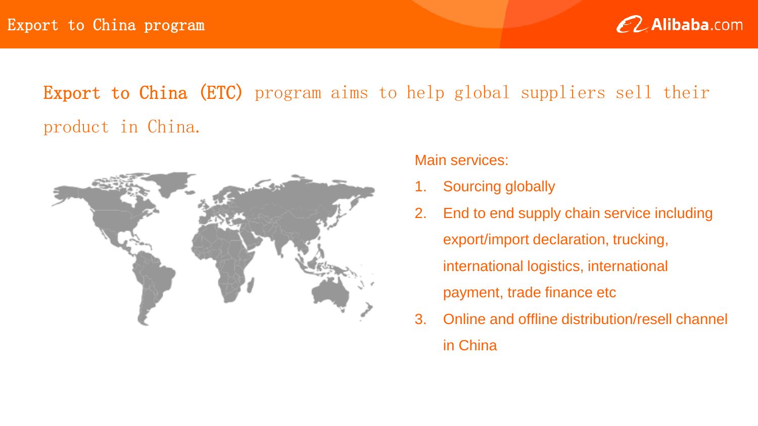# Export to China program

**Export to China (ETC)** program aims to help global suppliers sell their product in China.

Main services:

1. Sourcing globally
2. End to end supply chain service including export/import declaration, trucking, international logistics, international payment, trade finance etc
3. Online and offline distribution/resell channel in China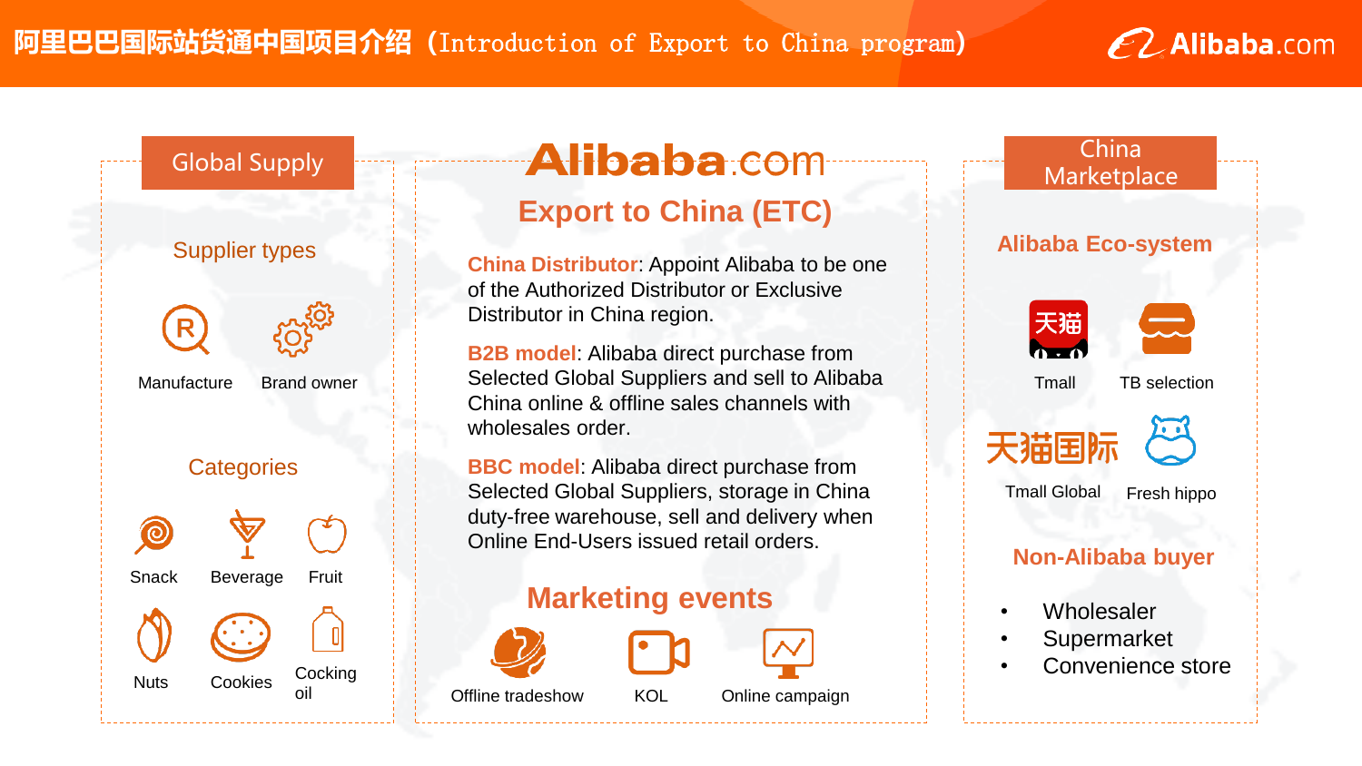# 阿里巴巴国际站货通中国项目介绍（Introduction of Export to China program）

## Global Supply

### Supplier types

- Manufacture
- Brand owner

### Categories

- Snack
- Beverage
- Fruit
- Nuts
- Cookies
- Cocking oil

## Alibaba.com Export to China (ETC)

**China Distributor**: Appoint Alibaba to be one of the Authorized Distributor or Exclusive Distributor in China region.

**B2B model**: Alibaba direct purchase from Selected Global Suppliers and sell to Alibaba China online & offline sales channels with wholesales order.

**BBC model**: Alibaba direct purchase from Selected Global Suppliers, storage in China duty-free warehouse, sell and delivery when Online End-Users issued retail orders.

### Marketing events

- Offline tradeshow
- KOL
- Online campaign

## China Marketplace

### Alibaba Eco-system

- Tmall
- TB selection
- Tmall Global
- Fresh hippo

### Non-Alibaba buyer

- Wholesaler
- Supermarket
- Convenience store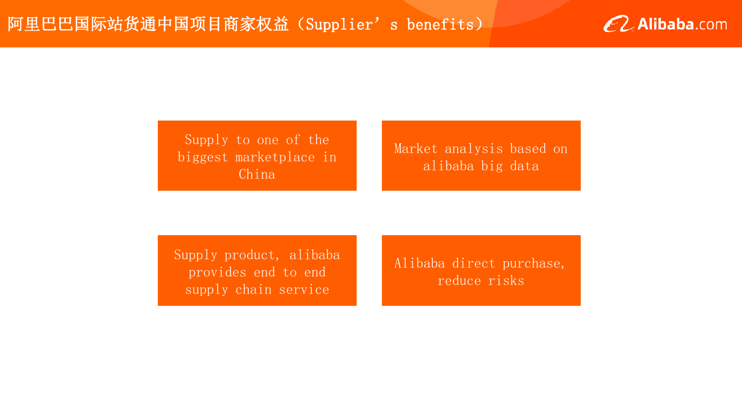# 阿里巴巴国际站货通中国项目商家权益（Supplier’s benefits）

- Supply to one of the biggest marketplace in China
- Market analysis based on alibaba big data
- Supply product, alibaba provides end to end supply chain service
- Alibaba direct purchase, reduce risks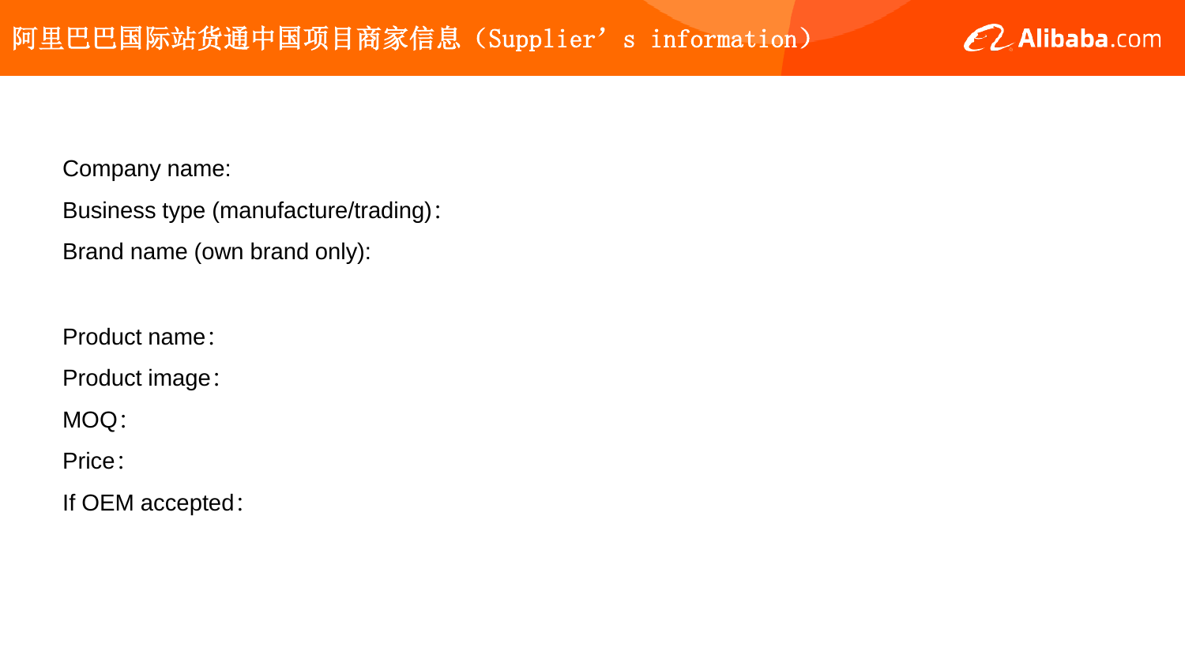# 阿里巴巴国际站货通中国项目商家信息（Supplier’s information）

Company name:

Business type (manufacture/trading)：

Brand name (own brand only):

Product name：

Product image：

MOQ：

Price：

If OEM accepted：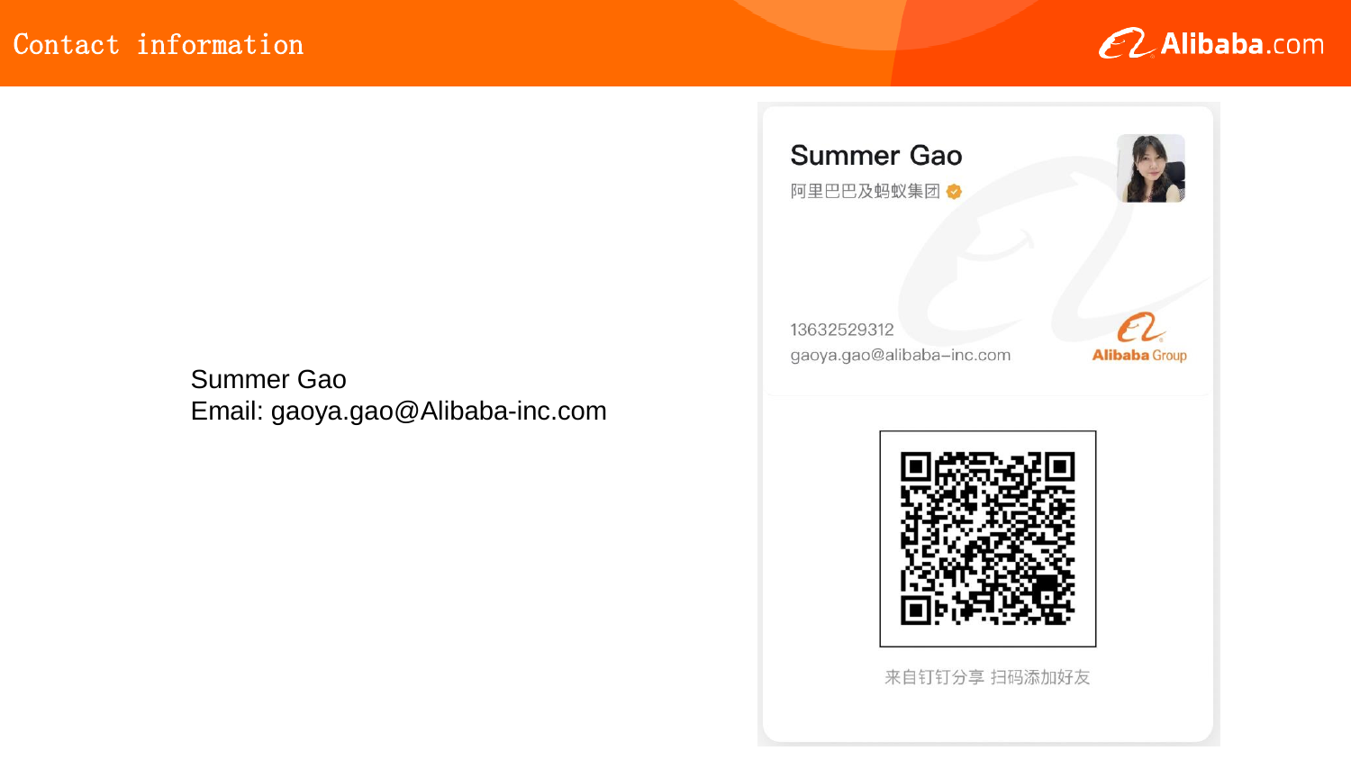# Contact information

Summer Gao
Email: gaoya.gao@Alibaba-inc.com

Summer Gao
阿里巴巴及蚂蚁集团

13632529312
gaoya.gao@alibaba-inc.com

Alibaba Group

来自钉钉分享 扫码添加好友